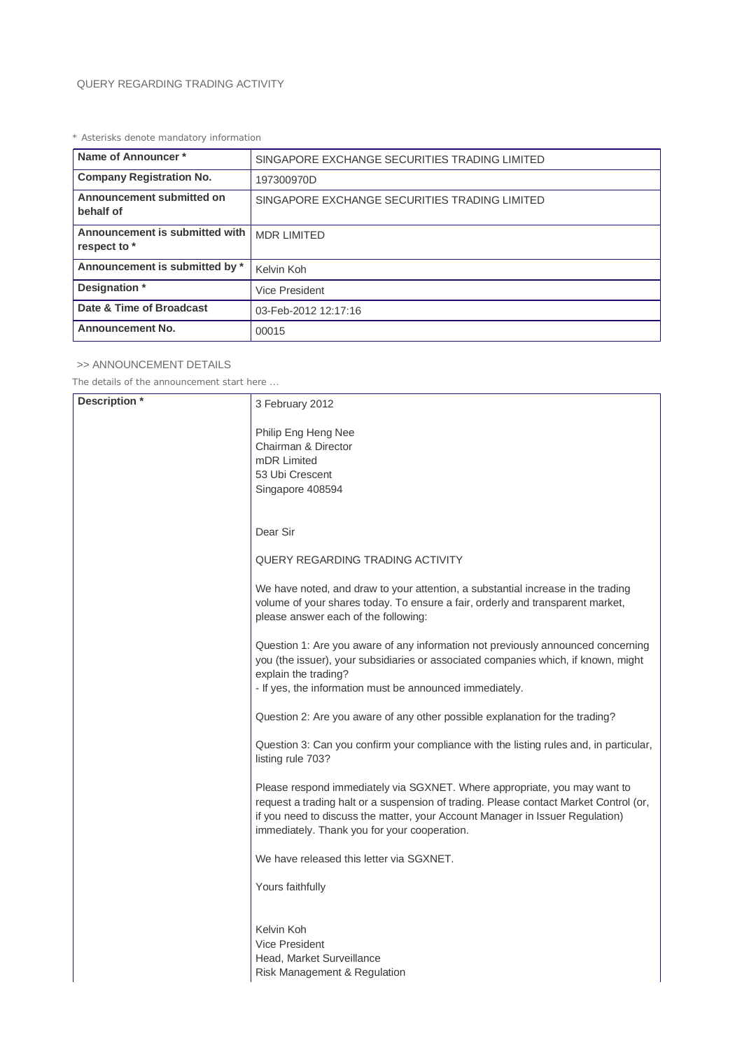QUERY REGARDING TRADING ACTIVITY

\* Asterisks denote mandatory information

| Name of Announcer * | SINGAPORE EXCHANGE SECURITIES TRADING LIMITED |
|---|---|
| Company Registration No. | 197300970D |
| Announcement submitted on behalf of | SINGAPORE EXCHANGE SECURITIES TRADING LIMITED |
| Announcement is submitted with respect to * | MDR LIMITED |
| Announcement is submitted by * | Kelvin Koh |
| Designation * | Vice President |
| Date & Time of Broadcast | 03-Feb-2012 12:17:16 |
| Announcement No. | 00015 |

\>> ANNOUNCEMENT DETAILS

The details of the announcement start here ...

**Description ***

3 February 2012

Philip Eng Heng Nee
Chairman & Director
mDR Limited
53 Ubi Crescent
Singapore 408594

Dear Sir

QUERY REGARDING TRADING ACTIVITY

We have noted, and draw to your attention, a substantial increase in the trading volume of your shares today. To ensure a fair, orderly and transparent market, please answer each of the following:

Question 1: Are you aware of any information not previously announced concerning you (the issuer), your subsidiaries or associated companies which, if known, might explain the trading?
- If yes, the information must be announced immediately.

Question 2: Are you aware of any other possible explanation for the trading?

Question 3: Can you confirm your compliance with the listing rules and, in particular, listing rule 703?

Please respond immediately via SGXNET. Where appropriate, you may want to request a trading halt or a suspension of trading. Please contact Market Control (or, if you need to discuss the matter, your Account Manager in Issuer Regulation) immediately. Thank you for your cooperation.

We have released this letter via SGXNET.

Yours faithfully

Kelvin Koh
Vice President
Head, Market Surveillance
Risk Management & Regulation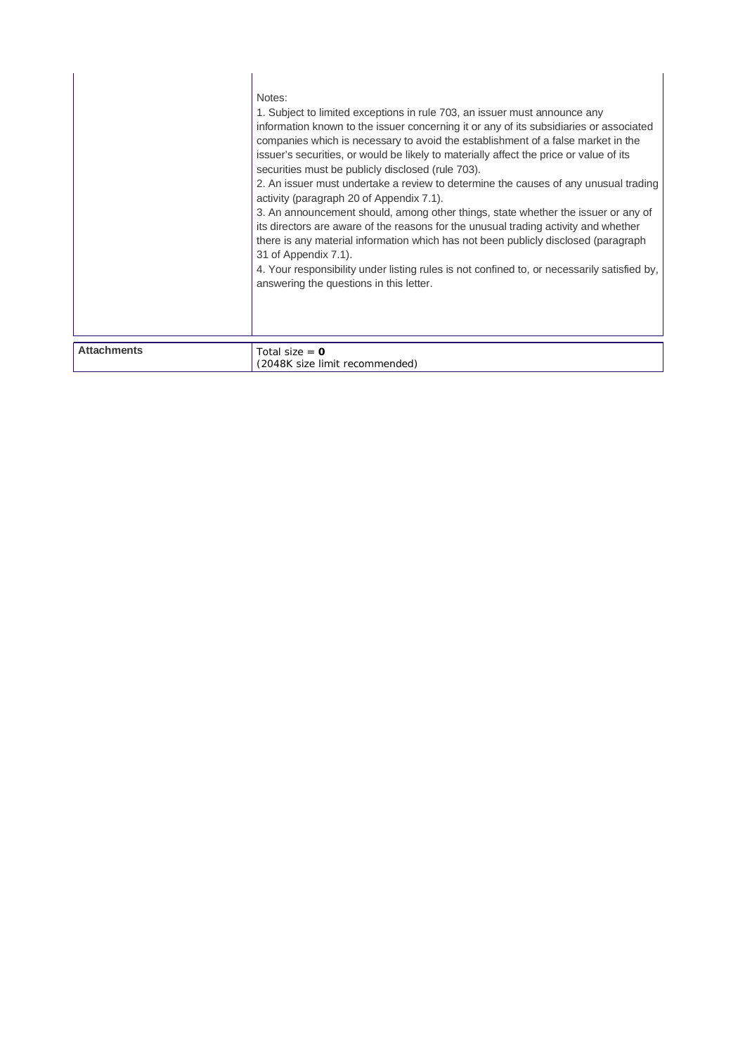| | |
|---|---|
| | Notes:<br>1. Subject to limited exceptions in rule 703, an issuer must announce any information known to the issuer concerning it or any of its subsidiaries or associated companies which is necessary to avoid the establishment of a false market in the issuer's securities, or would be likely to materially affect the price or value of its securities must be publicly disclosed (rule 703).<br>2. An issuer must undertake a review to determine the causes of any unusual trading activity (paragraph 20 of Appendix 7.1).<br>3. An announcement should, among other things, state whether the issuer or any of its directors are aware of the reasons for the unusual trading activity and whether there is any material information which has not been publicly disclosed (paragraph 31 of Appendix 7.1).<br>4. Your responsibility under listing rules is not confined to, or necessarily satisfied by, answering the questions in this letter. |

| | |
|---|---|
| **Attachments** | Total size = **0**<br>(2048K size limit recommended) |